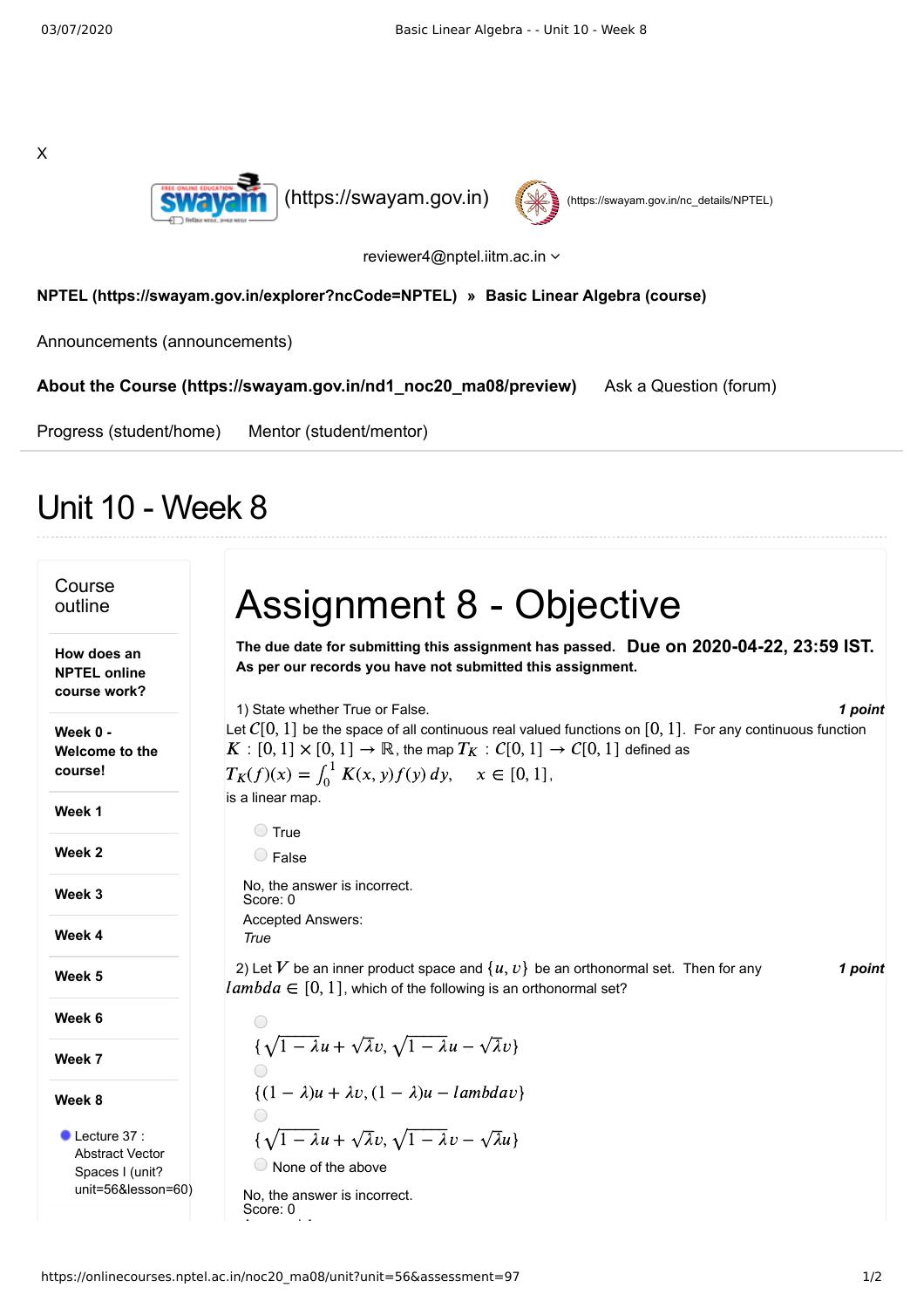X

(https://swayam.gov.in) (https://swayam.gov.in/nc_details/NPTEL)

reviewer4@nptel.iitm.ac.in

**NPTEL (https://swayam.gov.in/explorer?ncCode=NPTEL)** » **Basic Linear Algebra (course)**

Announcements (announcements)

**About the Course (https://swayam.gov.in/nd1_noc20_ma08/preview)** Ask a Question (forum)

Progress (student/home) Mentor (student/mentor)

# Unit 10 - Week 8

## Course outline

**How does an NPTEL online course work?**

**Week 0 - Welcome to the course!**

**Week 1**

**Week 2**

**Week 3**

**Week 4**

**Week 5**

**Week 6**

**Week 7**

**Week 8**

- Lecture 37 : Abstract Vector Spaces I (unit?unit=56&lesson=60)

# Assignment 8 - Objective

**The due date for submitting this assignment has passed.** **Due on 2020-04-22, 23:59 IST.**
**As per our records you have not submitted this assignment.**

1) State whether True or False. ***1 point***

Let $C[0,1]$ be the space of all continuous real valued functions on $[0,1]$. For any continuous function $K:[0,1]\times[0,1]\to\mathbb{R}$, the map $T_K: C[0,1]\to C[0,1]$ defined as

$T_K(f)(x) = \int_0^1 K(x,y)f(y)\,dy, \quad x\in[0,1],$

is a linear map.

- True
- False

No, the answer is incorrect.
Score: 0

Accepted Answers:
*True*

2) Let $V$ be an inner product space and $\{u,v\}$ be an orthonormal set. Then for any $lambda \in [0,1]$, which of the following is an orthonormal set? ***1 point***

- $\{\sqrt{1-\lambda}u+\sqrt{\lambda}v, \sqrt{1-\lambda}u-\sqrt{\lambda}v\}$
- $\{(1-\lambda)u+\lambda v, (1-\lambda)u - lambdav\}$
- $\{\sqrt{1-\lambda}u+\sqrt{\lambda}v, \sqrt{1-\lambda}v-\sqrt{\lambda}u\}$
- None of the above

No, the answer is incorrect.
Score: 0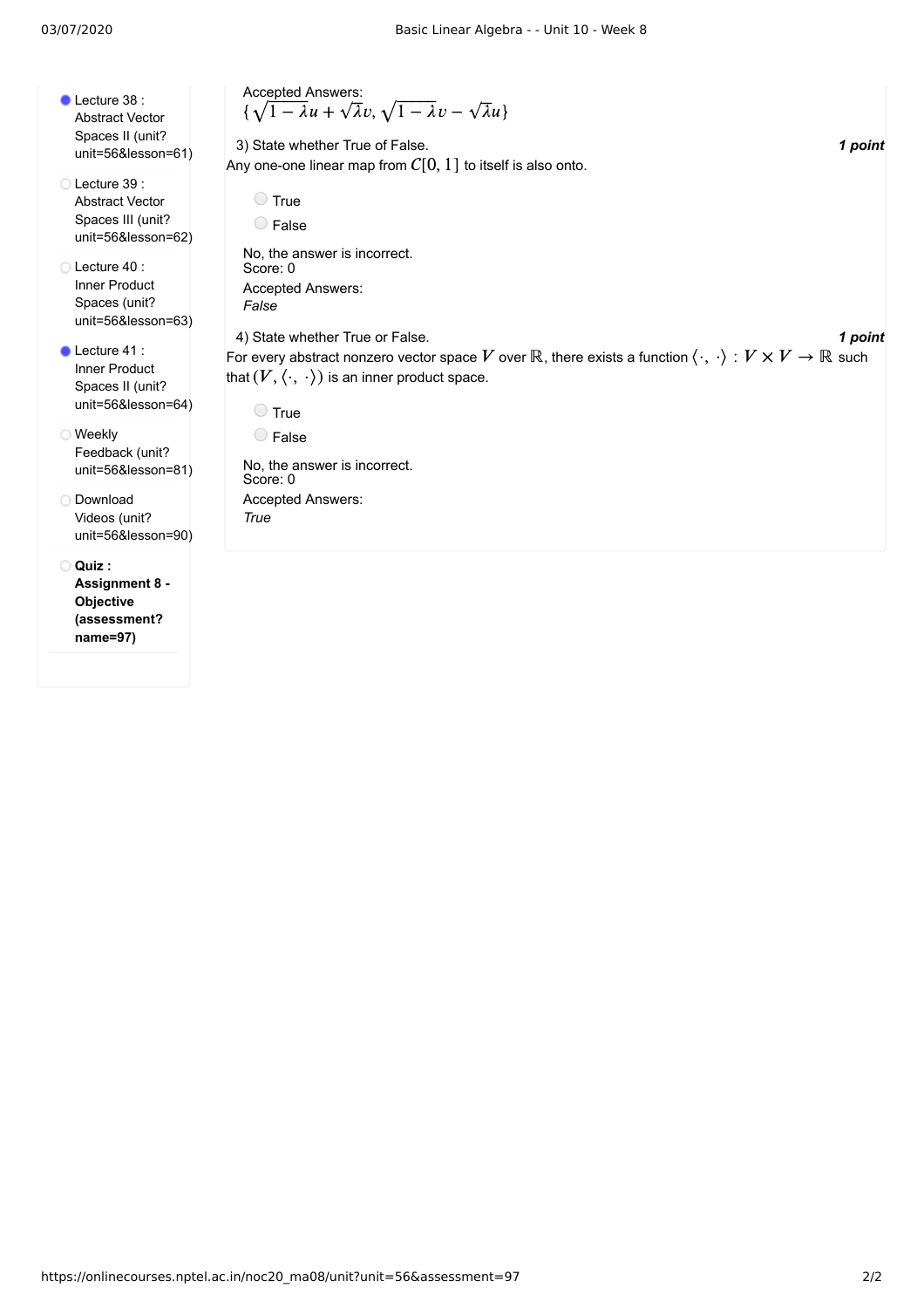- Lecture 38 : Abstract Vector Spaces II (unit?unit=56&lesson=61)
- Lecture 39 : Abstract Vector Spaces III (unit?unit=56&lesson=62)
- Lecture 40 : Inner Product Spaces (unit?unit=56&lesson=63)
- Lecture 41 : Inner Product Spaces II (unit?unit=56&lesson=64)
- Weekly Feedback (unit?unit=56&lesson=81)
- Download Videos (unit?unit=56&lesson=90)
- **Quiz : Assignment 8 - Objective (assessment?name=97)**

Accepted Answers:
$\{\sqrt{1-\lambda}u + \sqrt{\lambda}v, \sqrt{1-\lambda}v - \sqrt{\lambda}u\}$

3) State whether True of False. ***1 point***

Any one-one linear map from $C[0, 1]$ to itself is also onto.

- True
- False

No, the answer is incorrect.
Score: 0

Accepted Answers:
*False*

4) State whether True or False. ***1 point***

For every abstract nonzero vector space $V$ over $\mathbb{R}$, there exists a function $\langle \cdot, \cdot \rangle : V \times V \to \mathbb{R}$ such that $(V, \langle \cdot, \cdot \rangle)$ is an inner product space.

- True
- False

No, the answer is incorrect.
Score: 0

Accepted Answers:
*True*